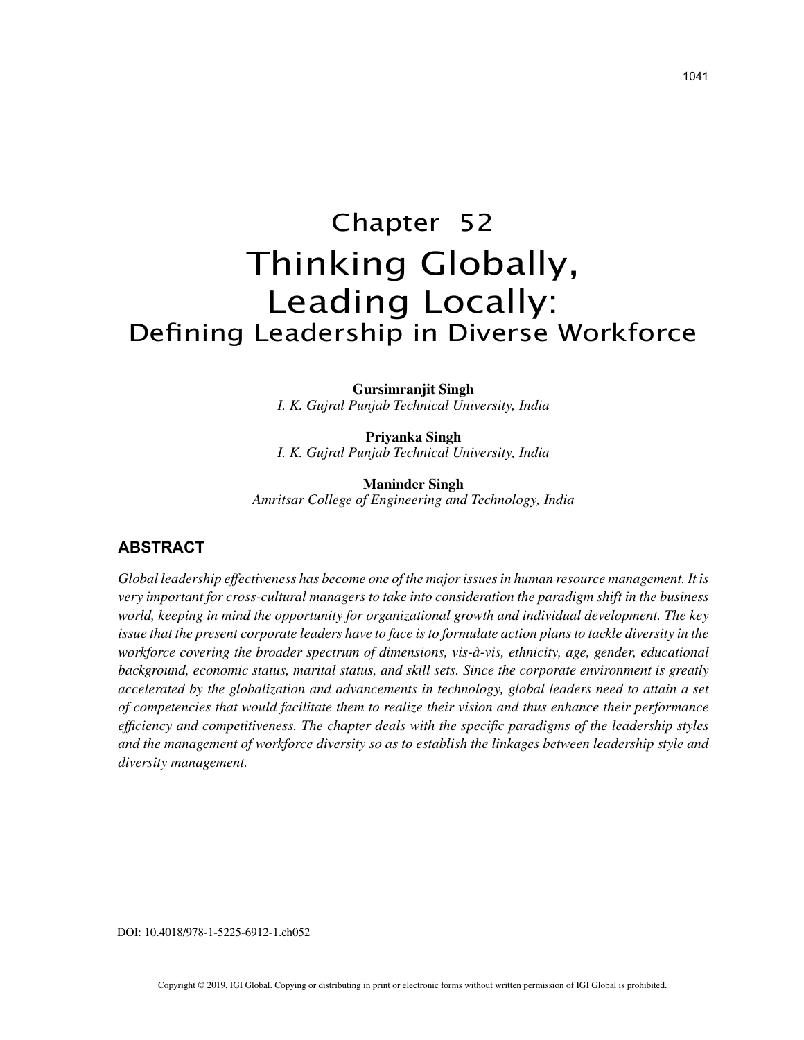# Chapter 52
# Thinking Globally, Leading Locally:
## Defining Leadership in Diverse Workforce

**Gursimranjit Singh**
*I. K. Gujral Punjab Technical University, India*

**Priyanka Singh**
*I. K. Gujral Punjab Technical University, India*

**Maninder Singh**
*Amritsar College of Engineering and Technology, India*

## ABSTRACT

*Global leadership effectiveness has become one of the major issues in human resource management. It is very important for cross-cultural managers to take into consideration the paradigm shift in the business world, keeping in mind the opportunity for organizational growth and individual development. The key issue that the present corporate leaders have to face is to formulate action plans to tackle diversity in the workforce covering the broader spectrum of dimensions, vis-à-vis, ethnicity, age, gender, educational background, economic status, marital status, and skill sets. Since the corporate environment is greatly accelerated by the globalization and advancements in technology, global leaders need to attain a set of competencies that would facilitate them to realize their vision and thus enhance their performance efficiency and competitiveness. The chapter deals with the specific paradigms of the leadership styles and the management of workforce diversity so as to establish the linkages between leadership style and diversity management.*

DOI: 10.4018/978-1-5225-6912-1.ch052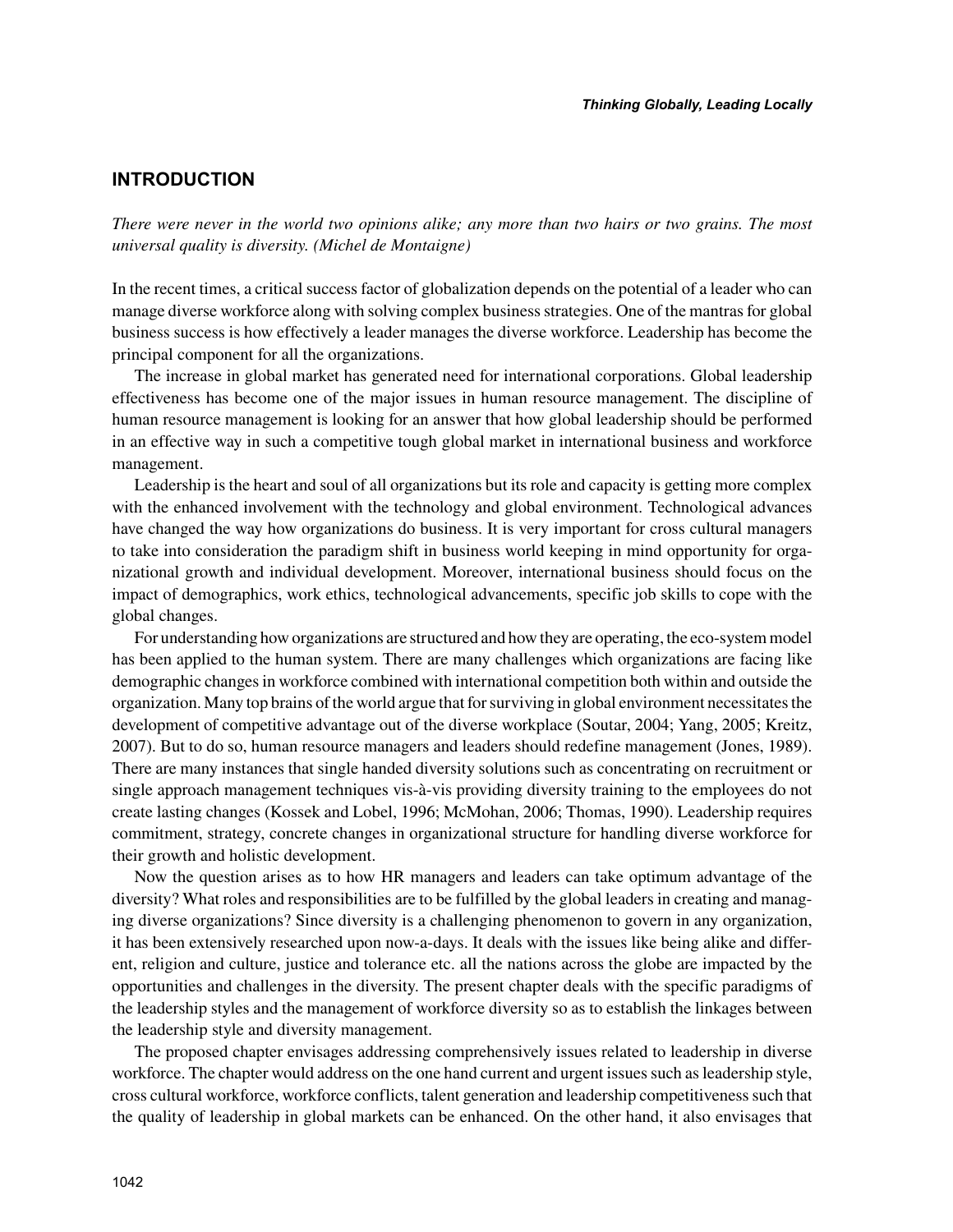## INTRODUCTION

*There were never in the world two opinions alike; any more than two hairs or two grains. The most universal quality is diversity. (Michel de Montaigne)*

In the recent times, a critical success factor of globalization depends on the potential of a leader who can manage diverse workforce along with solving complex business strategies. One of the mantras for global business success is how effectively a leader manages the diverse workforce. Leadership has become the principal component for all the organizations.

The increase in global market has generated need for international corporations. Global leadership effectiveness has become one of the major issues in human resource management. The discipline of human resource management is looking for an answer that how global leadership should be performed in an effective way in such a competitive tough global market in international business and workforce management.

Leadership is the heart and soul of all organizations but its role and capacity is getting more complex with the enhanced involvement with the technology and global environment. Technological advances have changed the way how organizations do business. It is very important for cross cultural managers to take into consideration the paradigm shift in business world keeping in mind opportunity for organizational growth and individual development. Moreover, international business should focus on the impact of demographics, work ethics, technological advancements, specific job skills to cope with the global changes.

For understanding how organizations are structured and how they are operating, the eco-system model has been applied to the human system. There are many challenges which organizations are facing like demographic changes in workforce combined with international competition both within and outside the organization. Many top brains of the world argue that for surviving in global environment necessitates the development of competitive advantage out of the diverse workplace (Soutar, 2004; Yang, 2005; Kreitz, 2007). But to do so, human resource managers and leaders should redefine management (Jones, 1989). There are many instances that single handed diversity solutions such as concentrating on recruitment or single approach management techniques vis-à-vis providing diversity training to the employees do not create lasting changes (Kossek and Lobel, 1996; McMohan, 2006; Thomas, 1990). Leadership requires commitment, strategy, concrete changes in organizational structure for handling diverse workforce for their growth and holistic development.

Now the question arises as to how HR managers and leaders can take optimum advantage of the diversity? What roles and responsibilities are to be fulfilled by the global leaders in creating and managing diverse organizations? Since diversity is a challenging phenomenon to govern in any organization, it has been extensively researched upon now-a-days. It deals with the issues like being alike and different, religion and culture, justice and tolerance etc. all the nations across the globe are impacted by the opportunities and challenges in the diversity. The present chapter deals with the specific paradigms of the leadership styles and the management of workforce diversity so as to establish the linkages between the leadership style and diversity management.

The proposed chapter envisages addressing comprehensively issues related to leadership in diverse workforce. The chapter would address on the one hand current and urgent issues such as leadership style, cross cultural workforce, workforce conflicts, talent generation and leadership competitiveness such that the quality of leadership in global markets can be enhanced. On the other hand, it also envisages that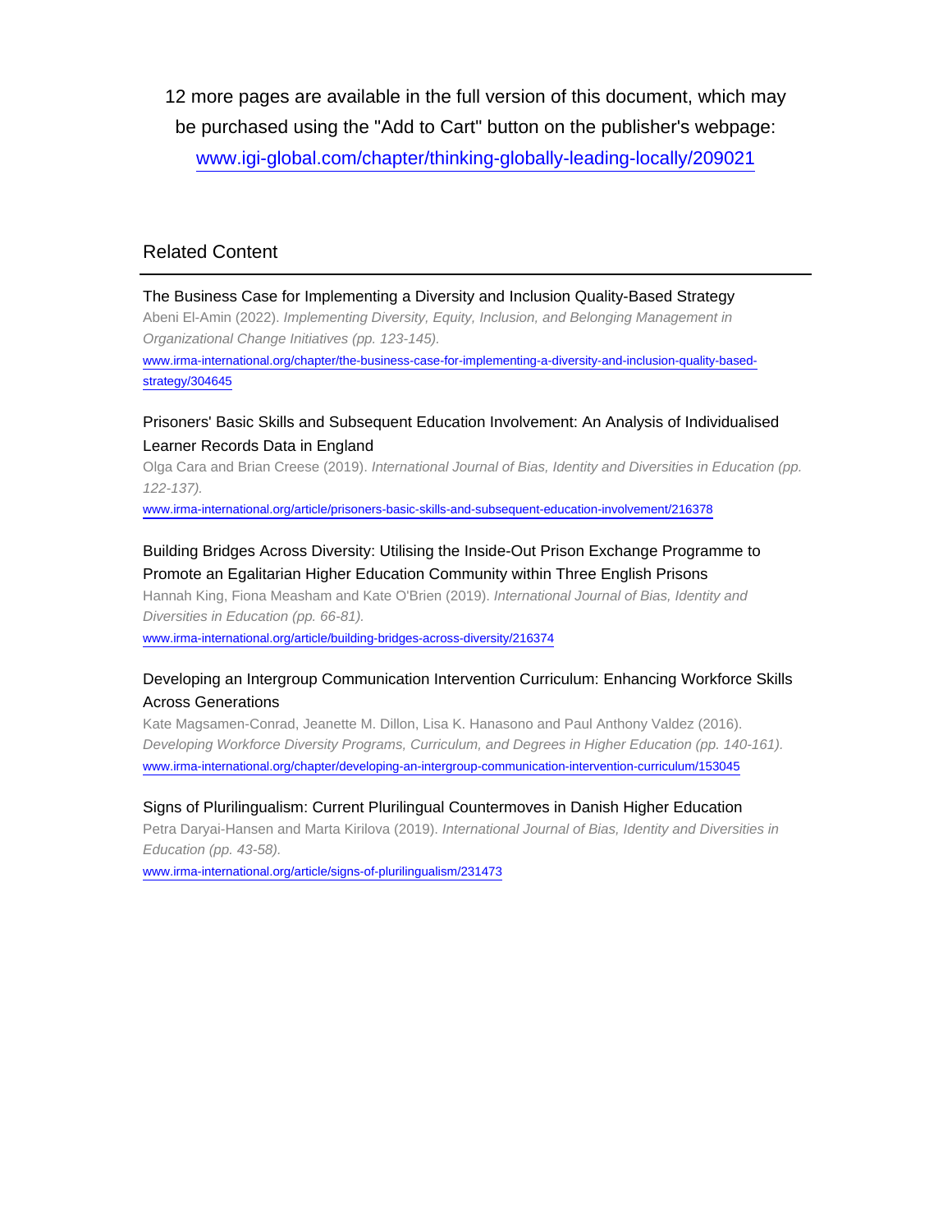12 more pages are available in the full version of this document, which may be purchased using the "Add to Cart" button on the publisher's webpage: www.igi-global.com/chapter/thinking-globally-leading-locally/209021

## Related Content

The Business Case for Implementing a Diversity and Inclusion Quality-Based Strategy
Abeni El-Amin (2022). *Implementing Diversity, Equity, Inclusion, and Belonging Management in Organizational Change Initiatives (pp. 123-145).*
www.irma-international.org/chapter/the-business-case-for-implementing-a-diversity-and-inclusion-quality-based-strategy/304645

Prisoners' Basic Skills and Subsequent Education Involvement: An Analysis of Individualised Learner Records Data in England
Olga Cara and Brian Creese (2019). *International Journal of Bias, Identity and Diversities in Education (pp. 122-137).*
www.irma-international.org/article/prisoners-basic-skills-and-subsequent-education-involvement/216378

Building Bridges Across Diversity: Utilising the Inside-Out Prison Exchange Programme to Promote an Egalitarian Higher Education Community within Three English Prisons
Hannah King, Fiona Measham and Kate O'Brien (2019). *International Journal of Bias, Identity and Diversities in Education (pp. 66-81).*
www.irma-international.org/article/building-bridges-across-diversity/216374

Developing an Intergroup Communication Intervention Curriculum: Enhancing Workforce Skills Across Generations
Kate Magsamen-Conrad, Jeanette M. Dillon, Lisa K. Hanasono and Paul Anthony Valdez (2016). *Developing Workforce Diversity Programs, Curriculum, and Degrees in Higher Education (pp. 140-161).*
www.irma-international.org/chapter/developing-an-intergroup-communication-intervention-curriculum/153045

Signs of Plurilingualism: Current Plurilingual Countermoves in Danish Higher Education
Petra Daryai-Hansen and Marta Kirilova (2019). *International Journal of Bias, Identity and Diversities in Education (pp. 43-58).*
www.irma-international.org/article/signs-of-plurilingualism/231473